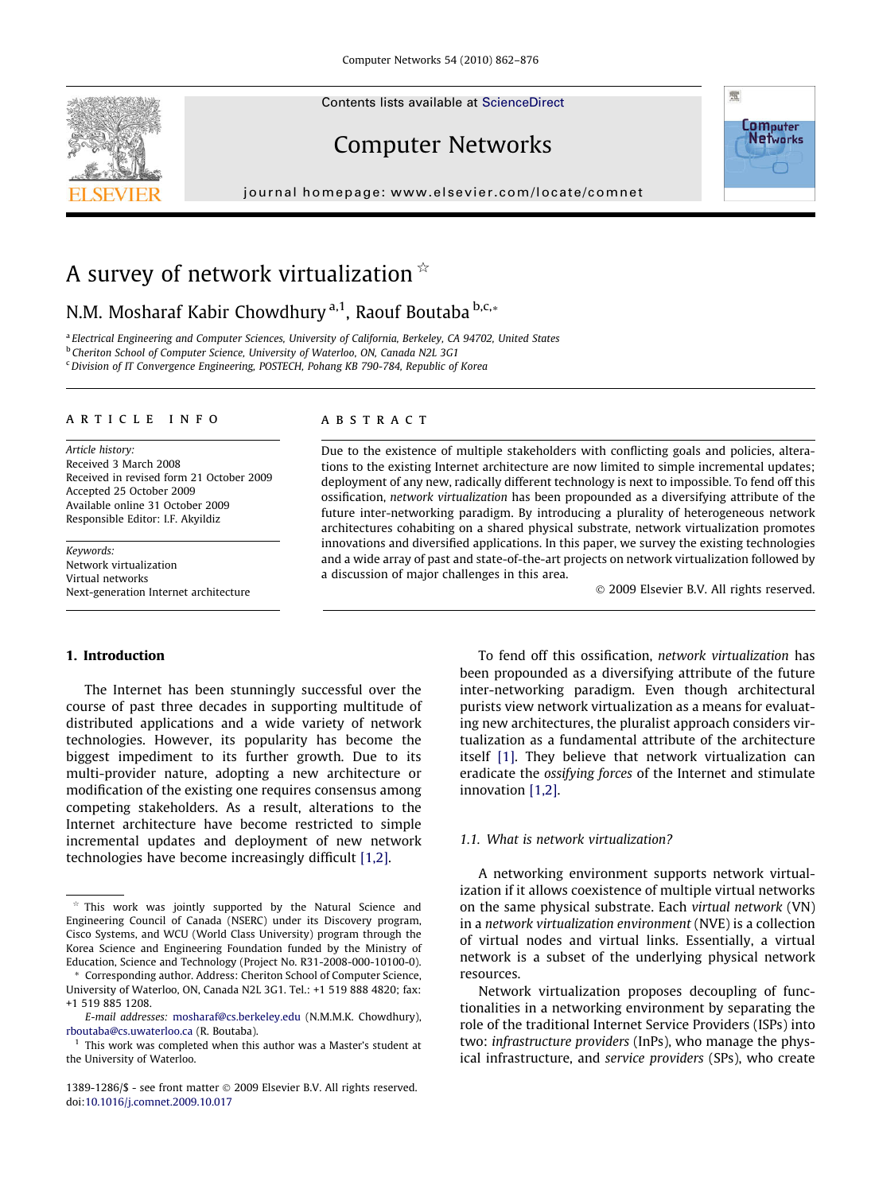Contents lists available at ScienceDirect

# Computer Networks

journal homepage: www.elsevier.com/locate/comnet

# A survey of network virtualization ☆

N.M. Mosharaf Kabir Chowdhury [a,1], Raouf Boutaba [b,c,*]

[a] Electrical Engineering and Computer Sciences, University of California, Berkeley, CA 94702, United States
[b] Cheriton School of Computer Science, University of Waterloo, ON, Canada N2L 3G1
[c] Division of IT Convergence Engineering, POSTECH, Pohang KB 790-784, Republic of Korea

## ARTICLE INFO

*Article history:*
Received 3 March 2008
Received in revised form 21 October 2009
Accepted 25 October 2009
Available online 31 October 2009
Responsible Editor: I.F. Akyildiz

*Keywords:*
Network virtualization
Virtual networks
Next-generation Internet architecture

## ABSTRACT

Due to the existence of multiple stakeholders with conflicting goals and policies, alterations to the existing Internet architecture are now limited to simple incremental updates; deployment of any new, radically different technology is next to impossible. To fend off this ossification, *network virtualization* has been propounded as a diversifying attribute of the future inter-networking paradigm. By introducing a plurality of heterogeneous network architectures cohabiting on a shared physical substrate, network virtualization promotes innovations and diversified applications. In this paper, we survey the existing technologies and a wide array of past and state-of-the-art projects on network virtualization followed by a discussion of major challenges in this area.

© 2009 Elsevier B.V. All rights reserved.

## 1. Introduction

The Internet has been stunningly successful over the course of past three decades in supporting multitude of distributed applications and a wide variety of network technologies. However, its popularity has become the biggest impediment to its further growth. Due to its multi-provider nature, adopting a new architecture or modification of the existing one requires consensus among competing stakeholders. As a result, alterations to the Internet architecture have become restricted to simple incremental updates and deployment of new network technologies have become increasingly difficult [1,2].

To fend off this ossification, *network virtualization* has been propounded as a diversifying attribute of the future inter-networking paradigm. Even though architectural purists view network virtualization as a means for evaluating new architectures, the pluralist approach considers virtualization as a fundamental attribute of the architecture itself [1]. They believe that network virtualization can eradicate the *ossifying forces* of the Internet and stimulate innovation [1,2].

### 1.1. What is network virtualization?

A networking environment supports network virtualization if it allows coexistence of multiple virtual networks on the same physical substrate. Each *virtual network* (VN) in a *network virtualization environment* (NVE) is a collection of virtual nodes and virtual links. Essentially, a virtual network is a subset of the underlying physical network resources.

Network virtualization proposes decoupling of functionalities in a networking environment by separating the role of the traditional Internet Service Providers (ISPs) into two: *infrastructure providers* (InPs), who manage the physical infrastructure, and *service providers* (SPs), who create

---

☆ This work was jointly supported by the Natural Science and Engineering Council of Canada (NSERC) under its Discovery program, Cisco Systems, and WCU (World Class University) program through the Korea Science and Engineering Foundation funded by the Ministry of Education, Science and Technology (Project No. R31-2008-000-10100-0).

\* Corresponding author. Address: Cheriton School of Computer Science, University of Waterloo, ON, Canada N2L 3G1. Tel.: +1 519 888 4820; fax: +1 519 885 1208.

*E-mail addresses:* mosharaf@cs.berkeley.edu (N.M.M.K. Chowdhury), rboutaba@cs.uwaterloo.ca (R. Boutaba).

[1] This work was completed when this author was a Master's student at the University of Waterloo.

1389-1286/$ - see front matter © 2009 Elsevier B.V. All rights reserved.
doi:10.1016/j.comnet.2009.10.017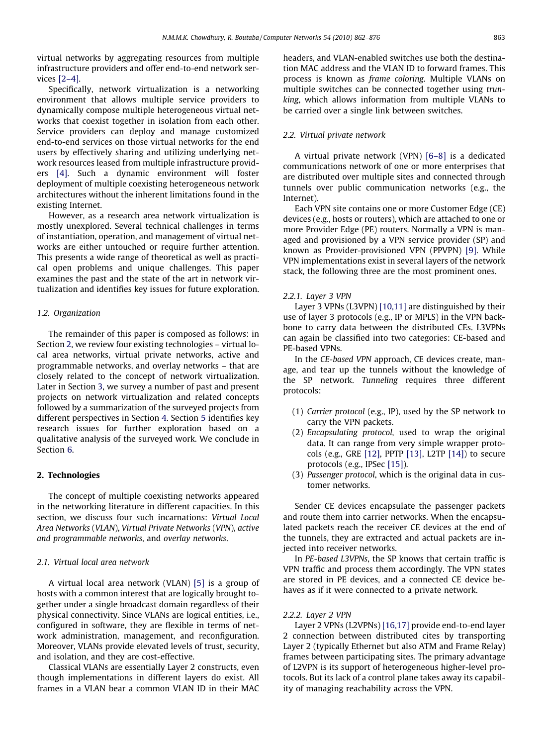virtual networks by aggregating resources from multiple infrastructure providers and offer end-to-end network services [2–4].

Specifically, network virtualization is a networking environment that allows multiple service providers to dynamically compose multiple heterogeneous virtual networks that coexist together in isolation from each other. Service providers can deploy and manage customized end-to-end services on those virtual networks for the end users by effectively sharing and utilizing underlying network resources leased from multiple infrastructure providers [4]. Such a dynamic environment will foster deployment of multiple coexisting heterogeneous network architectures without the inherent limitations found in the existing Internet.

However, as a research area network virtualization is mostly unexplored. Several technical challenges in terms of instantiation, operation, and management of virtual networks are either untouched or require further attention. This presents a wide range of theoretical as well as practical open problems and unique challenges. This paper examines the past and the state of the art in network virtualization and identifies key issues for future exploration.

### 1.2. Organization

The remainder of this paper is composed as follows: in Section 2, we review four existing technologies – virtual local area networks, virtual private networks, active and programmable networks, and overlay networks – that are closely related to the concept of network virtualization. Later in Section 3, we survey a number of past and present projects on network virtualization and related concepts followed by a summarization of the surveyed projects from different perspectives in Section 4. Section 5 identifies key research issues for further exploration based on a qualitative analysis of the surveyed work. We conclude in Section 6.

## 2. Technologies

The concept of multiple coexisting networks appeared in the networking literature in different capacities. In this section, we discuss four such incarnations: *Virtual Local Area Networks* (*VLAN*), *Virtual Private Networks* (*VPN*), *active and programmable networks*, and *overlay networks*.

### 2.1. Virtual local area network

A virtual local area network (VLAN) [5] is a group of hosts with a common interest that are logically brought together under a single broadcast domain regardless of their physical connectivity. Since VLANs are logical entities, i.e., configured in software, they are flexible in terms of network administration, management, and reconfiguration. Moreover, VLANs provide elevated levels of trust, security, and isolation, and they are cost-effective.

Classical VLANs are essentially Layer 2 constructs, even though implementations in different layers do exist. All frames in a VLAN bear a common VLAN ID in their MAC headers, and VLAN-enabled switches use both the destination MAC address and the VLAN ID to forward frames. This process is known as *frame coloring*. Multiple VLANs on multiple switches can be connected together using *trunking*, which allows information from multiple VLANs to be carried over a single link between switches.

### 2.2. Virtual private network

A virtual private network (VPN) [6–8] is a dedicated communications network of one or more enterprises that are distributed over multiple sites and connected through tunnels over public communication networks (e.g., the Internet).

Each VPN site contains one or more Customer Edge (CE) devices (e.g., hosts or routers), which are attached to one or more Provider Edge (PE) routers. Normally a VPN is managed and provisioned by a VPN service provider (SP) and known as Provider-provisioned VPN (PPVPN) [9]. While VPN implementations exist in several layers of the network stack, the following three are the most prominent ones.

#### 2.2.1. Layer 3 VPN

Layer 3 VPNs (L3VPN) [10,11] are distinguished by their use of layer 3 protocols (e.g., IP or MPLS) in the VPN backbone to carry data between the distributed CEs. L3VPNs can again be classified into two categories: CE-based and PE-based VPNs.

In the *CE-based VPN* approach, CE devices create, manage, and tear up the tunnels without the knowledge of the SP network. *Tunneling* requires three different protocols:

(1) *Carrier protocol* (e.g., IP), used by the SP network to carry the VPN packets.
(2) *Encapsulating protocol*, used to wrap the original data. It can range from very simple wrapper protocols (e.g., GRE [12], PPTP [13], L2TP [14]) to secure protocols (e.g., IPSec [15]).
(3) *Passenger protocol*, which is the original data in customer networks.

Sender CE devices encapsulate the passenger packets and route them into carrier networks. When the encapsulated packets reach the receiver CE devices at the end of the tunnels, they are extracted and actual packets are injected into receiver networks.

In *PE-based L3VPNs*, the SP knows that certain traffic is VPN traffic and process them accordingly. The VPN states are stored in PE devices, and a connected CE device behaves as if it were connected to a private network.

#### 2.2.2. Layer 2 VPN

Layer 2 VPNs (L2VPNs) [16,17] provide end-to-end layer 2 connection between distributed cites by transporting Layer 2 (typically Ethernet but also ATM and Frame Relay) frames between participating sites. The primary advantage of L2VPN is its support of heterogeneous higher-level protocols. But its lack of a control plane takes away its capability of managing reachability across the VPN.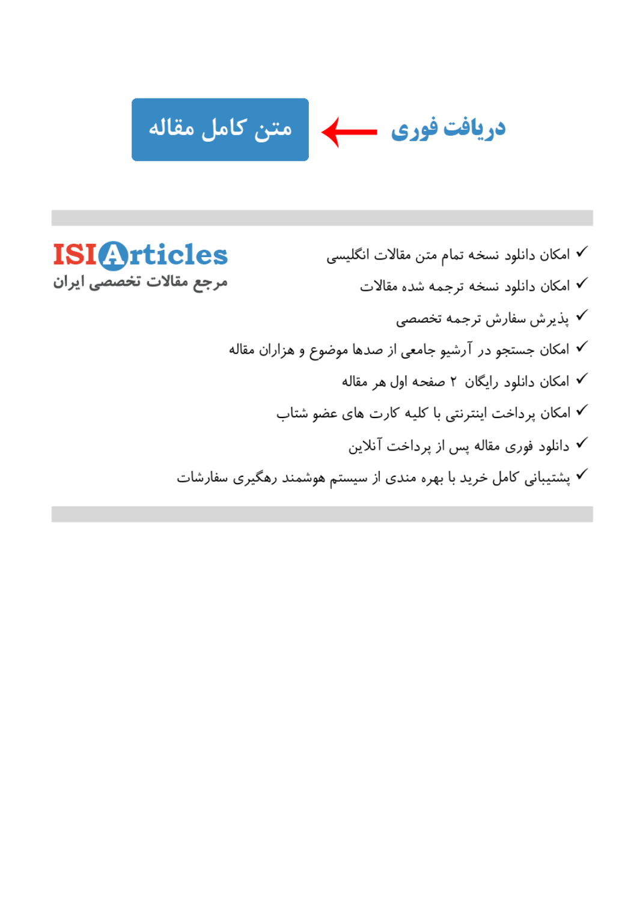دریافت فوری ← متن کامل مقاله

**ISIArticles**
مرجع مقالات تخصصی ایران

- ✓ امکان دانلود نسخه تمام متن مقالات انگلیسی
- ✓ امکان دانلود نسخه ترجمه شده مقالات
- ✓ پذیرش سفارش ترجمه تخصصی
- ✓ امکان جستجو در آرشیو جامعی از صدها موضوع و هزاران مقاله
- ✓ امکان دانلود رایگان ۲ صفحه اول هر مقاله
- ✓ امکان پرداخت اینترنتی با کلیه کارت های عضو شتاب
- ✓ دانلود فوری مقاله پس از پرداخت آنلاین
- ✓ پشتیبانی کامل خرید با بهره مندی از سیستم هوشمند رهگیری سفارشات